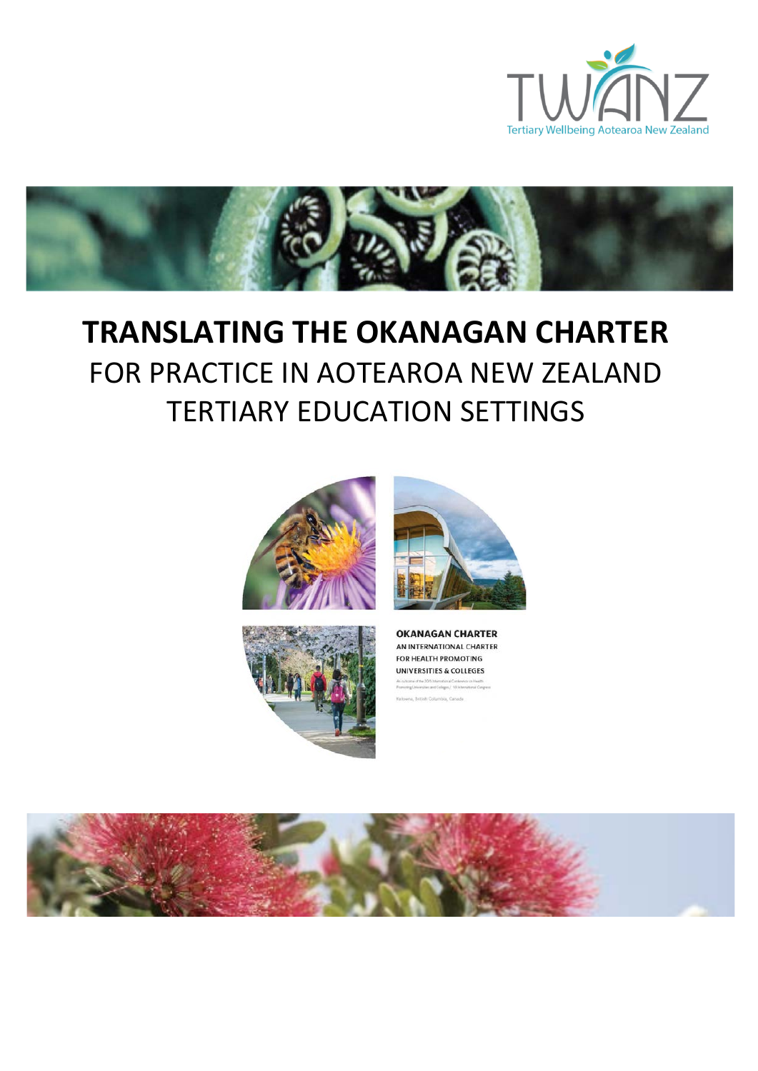TWANZ

Tertiary Wellbeing Aotearoa New Zealand

# TRANSLATING THE OKANAGAN CHARTER

## FOR PRACTICE IN AOTEAROA NEW ZEALAND TERTIARY EDUCATION SETTINGS

OKANAGAN CHARTER

AN INTERNATIONAL CHARTER FOR HEALTH PROMOTING UNIVERSITIES & COLLEGES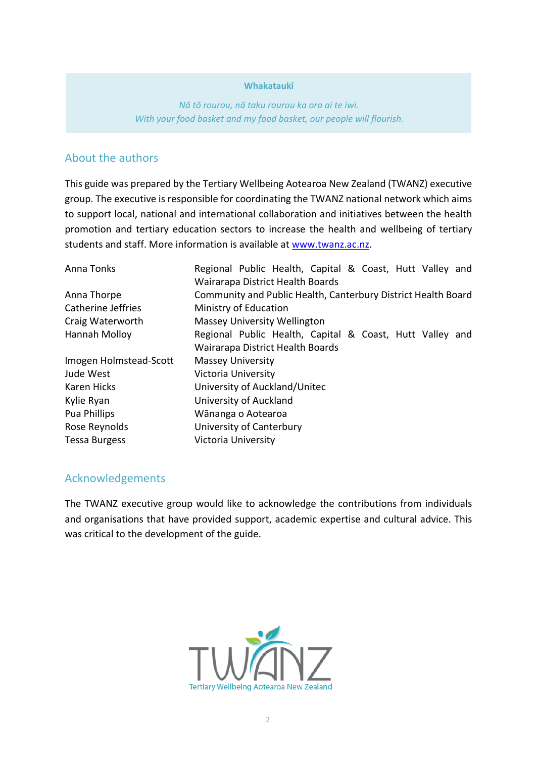**Whakataukī**

*Nā tō rourou, nā taku rourou ka ora ai te iwi.*
*With your food basket and my food basket, our people will flourish.*

## About the authors

This guide was prepared by the Tertiary Wellbeing Aotearoa New Zealand (TWANZ) executive group. The executive is responsible for coordinating the TWANZ national network which aims to support local, national and international collaboration and initiatives between the health promotion and tertiary education sectors to increase the health and wellbeing of tertiary students and staff. More information is available at [www.twanz.ac.nz](http://www.twanz.ac.nz).

| | |
|---|---|
| Anna Tonks | Regional Public Health, Capital & Coast, Hutt Valley and Wairarapa District Health Boards |
| Anna Thorpe | Community and Public Health, Canterbury District Health Board |
| Catherine Jeffries | Ministry of Education |
| Craig Waterworth | Massey University Wellington |
| Hannah Molloy | Regional Public Health, Capital & Coast, Hutt Valley and Wairarapa District Health Boards |
| Imogen Holmstead-Scott | Massey University |
| Jude West | Victoria University |
| Karen Hicks | University of Auckland/Unitec |
| Kylie Ryan | University of Auckland |
| Pua Phillips | Wānanga o Aotearoa |
| Rose Reynolds | University of Canterbury |
| Tessa Burgess | Victoria University |

## Acknowledgements

The TWANZ executive group would like to acknowledge the contributions from individuals and organisations that have provided support, academic expertise and cultural advice. This was critical to the development of the guide.

TWANZ
Tertiary Wellbeing Aotearoa New Zealand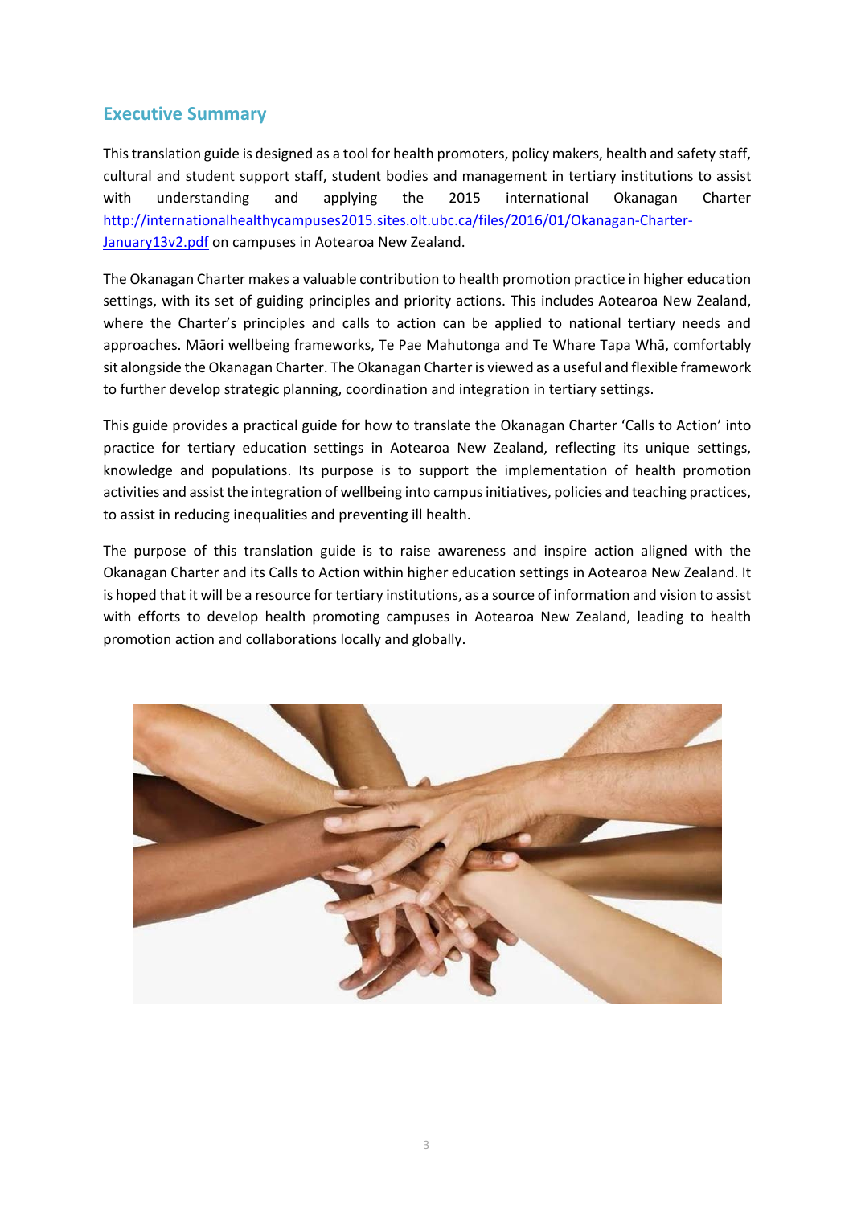## Executive Summary

This translation guide is designed as a tool for health promoters, policy makers, health and safety staff, cultural and student support staff, student bodies and management in tertiary institutions to assist with understanding and applying the 2015 international Okanagan Charter [http://internationalhealthycampuses2015.sites.olt.ubc.ca/files/2016/01/Okanagan-Charter-January13v2.pdf](http://internationalhealthycampuses2015.sites.olt.ubc.ca/files/2016/01/Okanagan-Charter-January13v2.pdf) on campuses in Aotearoa New Zealand.

The Okanagan Charter makes a valuable contribution to health promotion practice in higher education settings, with its set of guiding principles and priority actions. This includes Aotearoa New Zealand, where the Charter's principles and calls to action can be applied to national tertiary needs and approaches. Māori wellbeing frameworks, Te Pae Mahutonga and Te Whare Tapa Whā, comfortably sit alongside the Okanagan Charter. The Okanagan Charter is viewed as a useful and flexible framework to further develop strategic planning, coordination and integration in tertiary settings.

This guide provides a practical guide for how to translate the Okanagan Charter 'Calls to Action' into practice for tertiary education settings in Aotearoa New Zealand, reflecting its unique settings, knowledge and populations. Its purpose is to support the implementation of health promotion activities and assist the integration of wellbeing into campus initiatives, policies and teaching practices, to assist in reducing inequalities and preventing ill health.

The purpose of this translation guide is to raise awareness and inspire action aligned with the Okanagan Charter and its Calls to Action within higher education settings in Aotearoa New Zealand. It is hoped that it will be a resource for tertiary institutions, as a source of information and vision to assist with efforts to develop health promoting campuses in Aotearoa New Zealand, leading to health promotion action and collaborations locally and globally.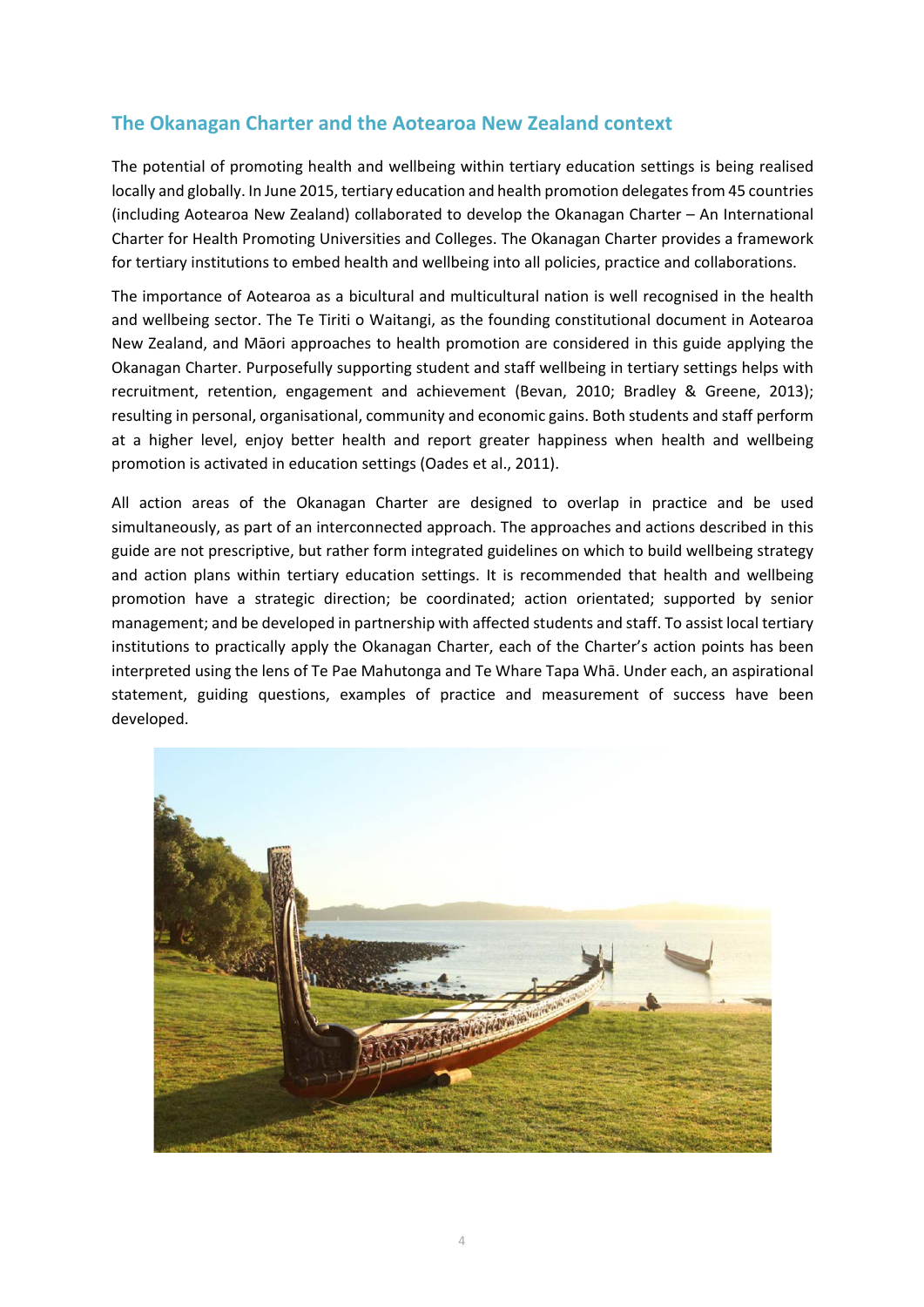## The Okanagan Charter and the Aotearoa New Zealand context

The potential of promoting health and wellbeing within tertiary education settings is being realised locally and globally. In June 2015, tertiary education and health promotion delegates from 45 countries (including Aotearoa New Zealand) collaborated to develop the Okanagan Charter – An International Charter for Health Promoting Universities and Colleges. The Okanagan Charter provides a framework for tertiary institutions to embed health and wellbeing into all policies, practice and collaborations.

The importance of Aotearoa as a bicultural and multicultural nation is well recognised in the health and wellbeing sector. The Te Tiriti o Waitangi, as the founding constitutional document in Aotearoa New Zealand, and Māori approaches to health promotion are considered in this guide applying the Okanagan Charter. Purposefully supporting student and staff wellbeing in tertiary settings helps with recruitment, retention, engagement and achievement (Bevan, 2010; Bradley & Greene, 2013); resulting in personal, organisational, community and economic gains. Both students and staff perform at a higher level, enjoy better health and report greater happiness when health and wellbeing promotion is activated in education settings (Oades et al., 2011).

All action areas of the Okanagan Charter are designed to overlap in practice and be used simultaneously, as part of an interconnected approach. The approaches and actions described in this guide are not prescriptive, but rather form integrated guidelines on which to build wellbeing strategy and action plans within tertiary education settings. It is recommended that health and wellbeing promotion have a strategic direction; be coordinated; action orientated; supported by senior management; and be developed in partnership with affected students and staff. To assist local tertiary institutions to practically apply the Okanagan Charter, each of the Charter's action points has been interpreted using the lens of Te Pae Mahutonga and Te Whare Tapa Whā. Under each, an aspirational statement, guiding questions, examples of practice and measurement of success have been developed.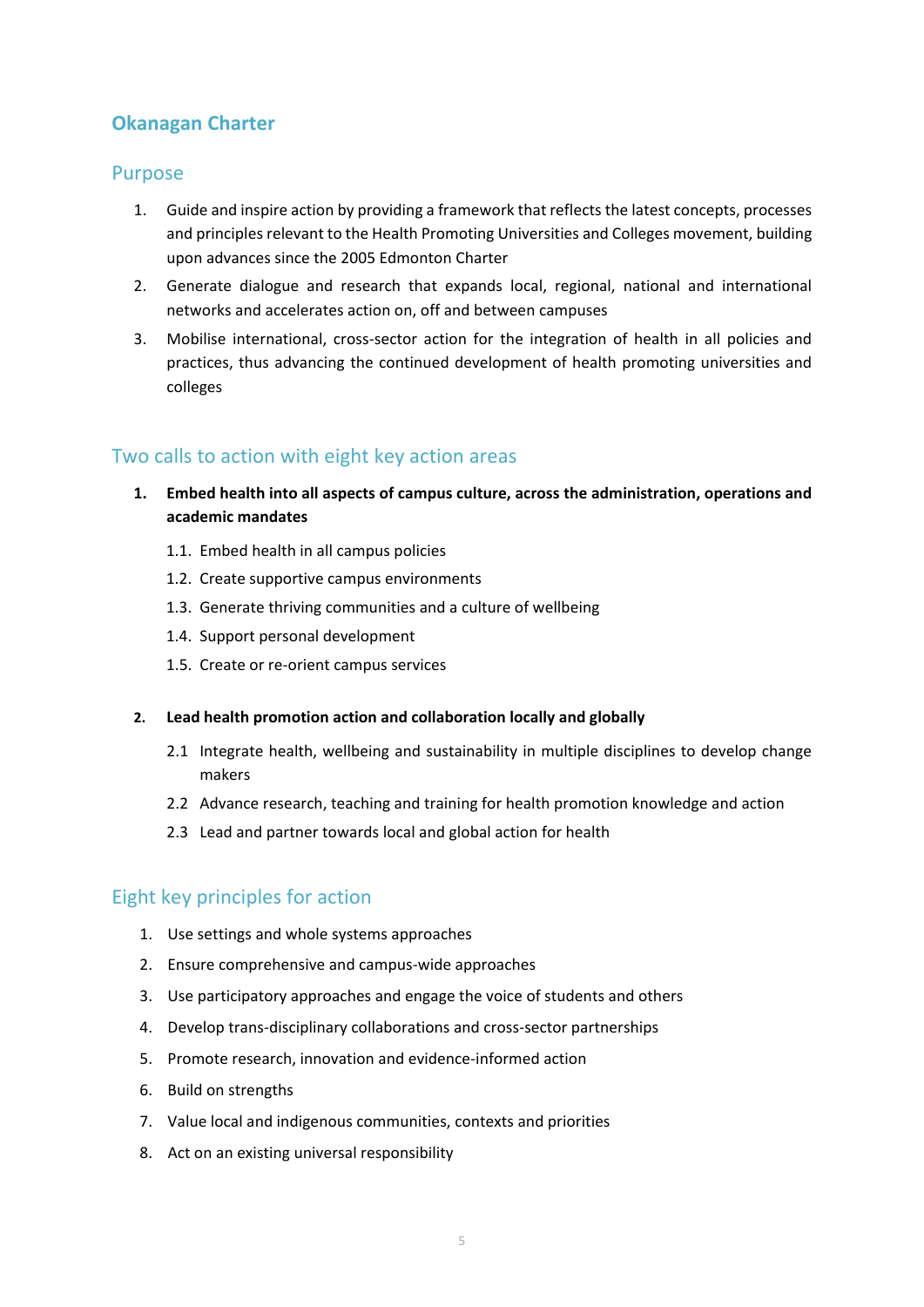## Okanagan Charter

### Purpose

1. Guide and inspire action by providing a framework that reflects the latest concepts, processes and principles relevant to the Health Promoting Universities and Colleges movement, building upon advances since the 2005 Edmonton Charter
2. Generate dialogue and research that expands local, regional, national and international networks and accelerates action on, off and between campuses
3. Mobilise international, cross-sector action for the integration of health in all policies and practices, thus advancing the continued development of health promoting universities and colleges

### Two calls to action with eight key action areas

1. **Embed health into all aspects of campus culture, across the administration, operations and academic mandates**
   - 1.1. Embed health in all campus policies
   - 1.2. Create supportive campus environments
   - 1.3. Generate thriving communities and a culture of wellbeing
   - 1.4. Support personal development
   - 1.5. Create or re-orient campus services

2. **Lead health promotion action and collaboration locally and globally**
   - 2.1 Integrate health, wellbeing and sustainability in multiple disciplines to develop change makers
   - 2.2 Advance research, teaching and training for health promotion knowledge and action
   - 2.3 Lead and partner towards local and global action for health

### Eight key principles for action

1. Use settings and whole systems approaches
2. Ensure comprehensive and campus-wide approaches
3. Use participatory approaches and engage the voice of students and others
4. Develop trans-disciplinary collaborations and cross-sector partnerships
5. Promote research, innovation and evidence-informed action
6. Build on strengths
7. Value local and indigenous communities, contexts and priorities
8. Act on an existing universal responsibility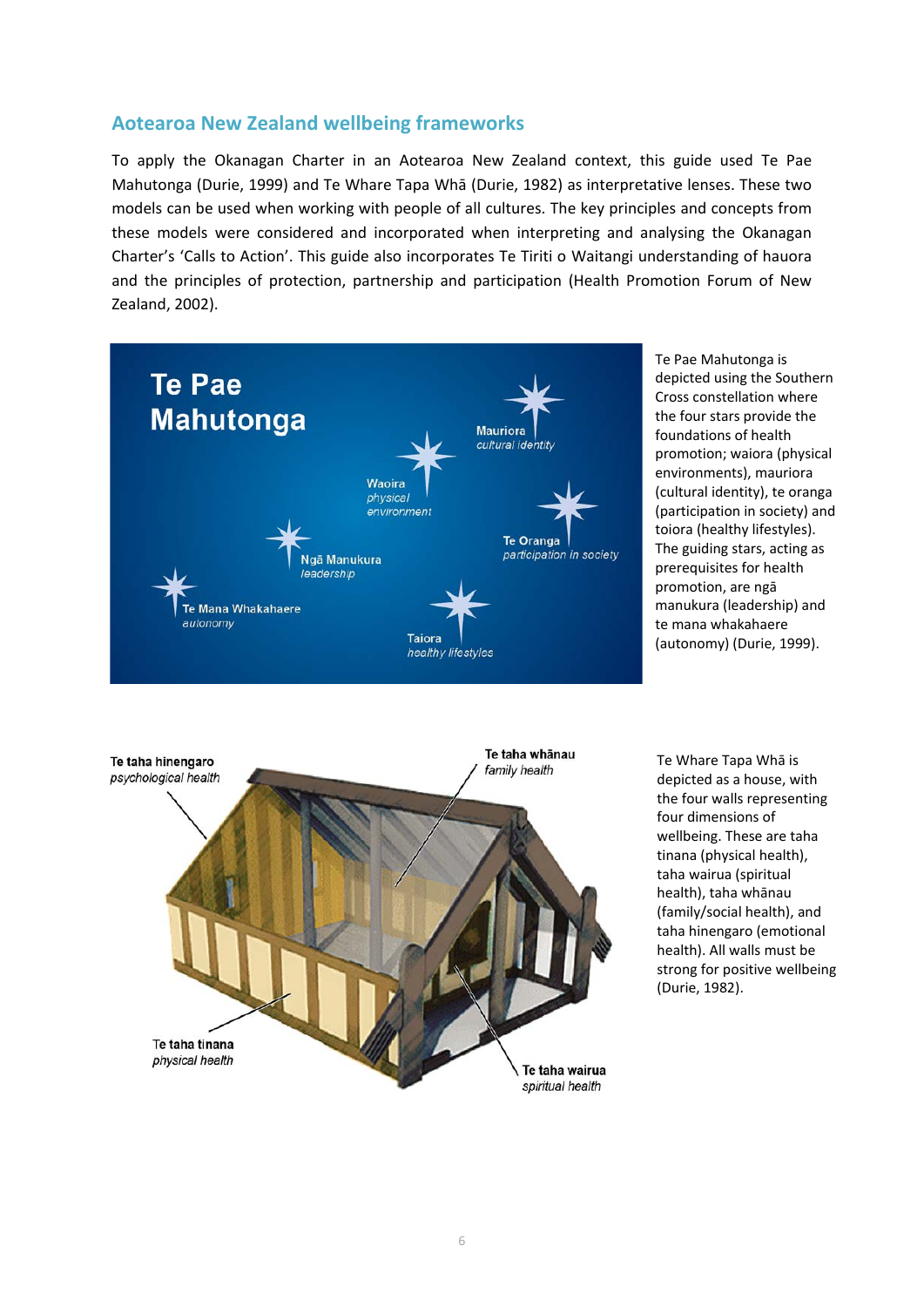## Aotearoa New Zealand wellbeing frameworks

To apply the Okanagan Charter in an Aotearoa New Zealand context, this guide used Te Pae Mahutonga (Durie, 1999) and Te Whare Tapa Whā (Durie, 1982) as interpretative lenses. These two models can be used when working with people of all cultures. The key principles and concepts from these models were considered and incorporated when interpreting and analysing the Okanagan Charter's 'Calls to Action'. This guide also incorporates Te Tiriti o Waitangi understanding of hauora and the principles of protection, partnership and participation (Health Promotion Forum of New Zealand, 2002).

**Te Pae Mahutonga**

- Mauriora — *cultural identity*
- Waiora — *physical environment*
- Te Oranga — *participation in society*
- Ngā Manukura — *leadership*
- Te Mana Whakahaere — *autonomy*
- Taiora — *healthy lifestyles*

Te Pae Mahutonga is depicted using the Southern Cross constellation where the four stars provide the foundations of health promotion; waiora (physical environments), mauriora (cultural identity), te oranga (participation in society) and toiora (healthy lifestyles). The guiding stars, acting as prerequisites for health promotion, are ngā manukura (leadership) and te mana whakahaere (autonomy) (Durie, 1999).

- Te taha hinengaro — *psychological health*
- Te taha whānau — *family health*
- Te taha tinana — *physical health*
- Te taha wairua — *spiritual health*

Te Whare Tapa Whā is depicted as a house, with the four walls representing four dimensions of wellbeing. These are taha tinana (physical health), taha wairua (spiritual health), taha whānau (family/social health), and taha hinengaro (emotional health). All walls must be strong for positive wellbeing (Durie, 1982).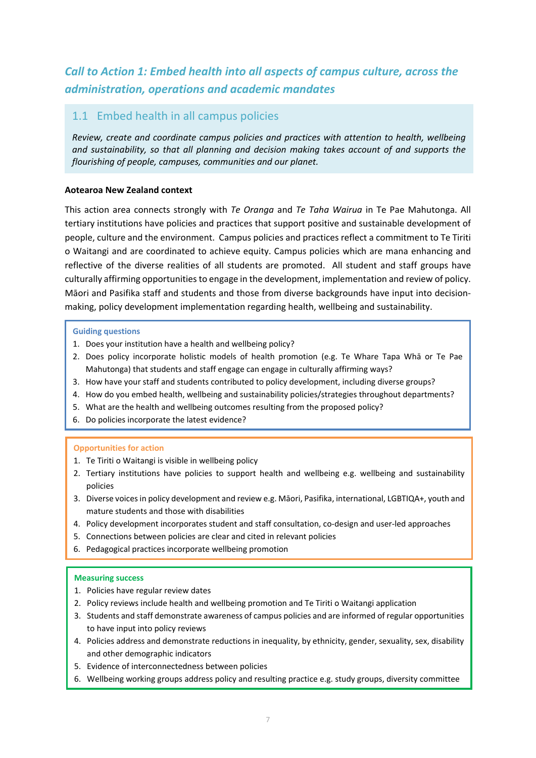## *Call to Action 1: Embed health into all aspects of campus culture, across the administration, operations and academic mandates*

### 1.1 Embed health in all campus policies

*Review, create and coordinate campus policies and practices with attention to health, wellbeing and sustainability, so that all planning and decision making takes account of and supports the flourishing of people, campuses, communities and our planet.*

**Aotearoa New Zealand context**

This action area connects strongly with *Te Oranga* and *Te Taha Wairua* in Te Pae Mahutonga. All tertiary institutions have policies and practices that support positive and sustainable development of people, culture and the environment. Campus policies and practices reflect a commitment to Te Tiriti o Waitangi and are coordinated to achieve equity. Campus policies which are mana enhancing and reflective of the diverse realities of all students are promoted. All student and staff groups have culturally affirming opportunities to engage in the development, implementation and review of policy. Māori and Pasifika staff and students and those from diverse backgrounds have input into decision-making, policy development implementation regarding health, wellbeing and sustainability.

**Guiding questions**

1. Does your institution have a health and wellbeing policy?
2. Does policy incorporate holistic models of health promotion (e.g. Te Whare Tapa Whā or Te Pae Mahutonga) that students and staff engage can engage in culturally affirming ways?
3. How have your staff and students contributed to policy development, including diverse groups?
4. How do you embed health, wellbeing and sustainability policies/strategies throughout departments?
5. What are the health and wellbeing outcomes resulting from the proposed policy?
6. Do policies incorporate the latest evidence?

**Opportunities for action**

1. Te Tiriti o Waitangi is visible in wellbeing policy
2. Tertiary institutions have policies to support health and wellbeing e.g. wellbeing and sustainability policies
3. Diverse voices in policy development and review e.g. Māori, Pasifika, international, LGBTIQA+, youth and mature students and those with disabilities
4. Policy development incorporates student and staff consultation, co-design and user-led approaches
5. Connections between policies are clear and cited in relevant policies
6. Pedagogical practices incorporate wellbeing promotion

**Measuring success**

1. Policies have regular review dates
2. Policy reviews include health and wellbeing promotion and Te Tiriti o Waitangi application
3. Students and staff demonstrate awareness of campus policies and are informed of regular opportunities to have input into policy reviews
4. Policies address and demonstrate reductions in inequality, by ethnicity, gender, sexuality, sex, disability and other demographic indicators
5. Evidence of interconnectedness between policies
6. Wellbeing working groups address policy and resulting practice e.g. study groups, diversity committee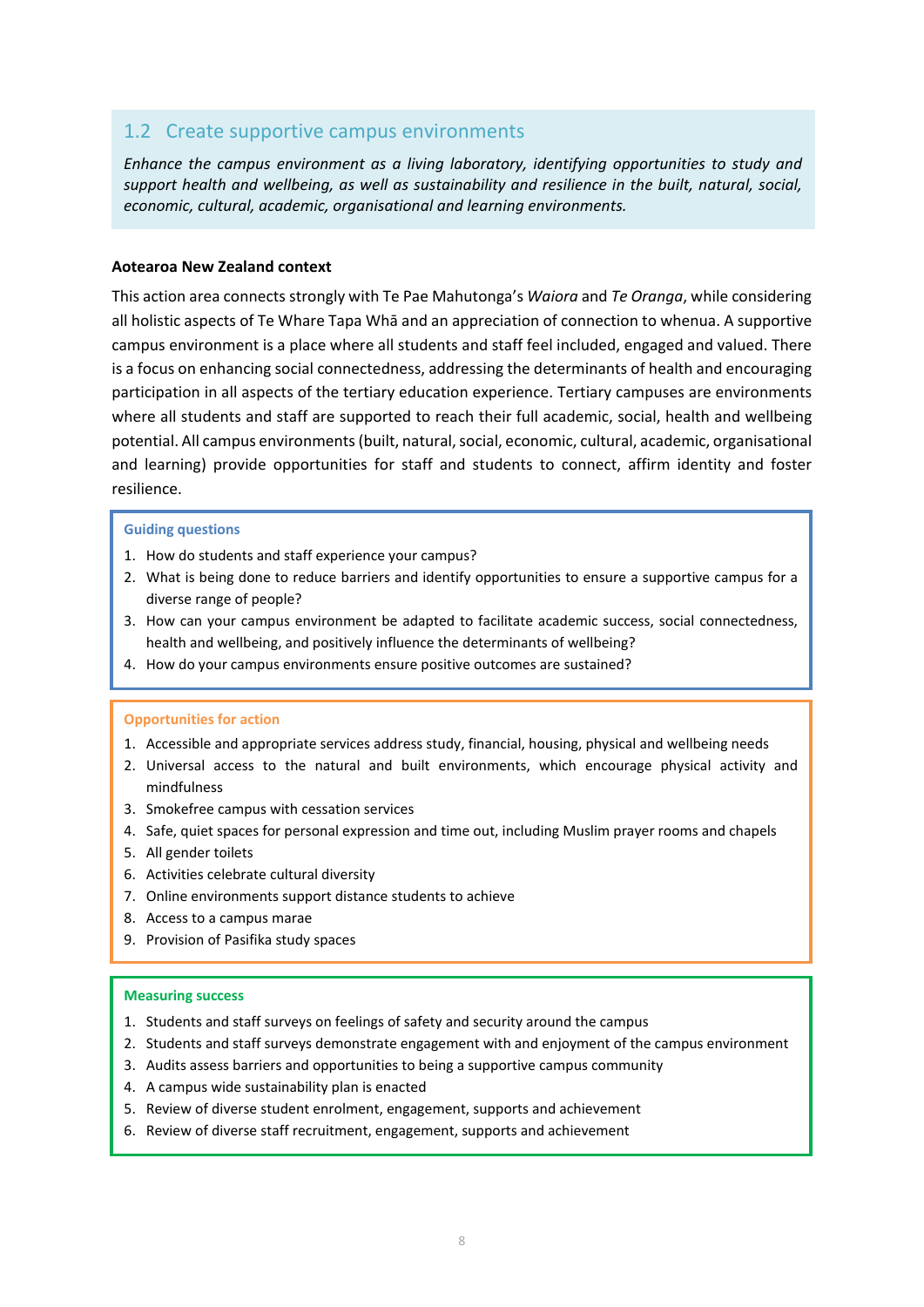## 1.2 Create supportive campus environments

*Enhance the campus environment as a living laboratory, identifying opportunities to study and support health and wellbeing, as well as sustainability and resilience in the built, natural, social, economic, cultural, academic, organisational and learning environments.*

**Aotearoa New Zealand context**

This action area connects strongly with Te Pae Mahutonga's *Waiora* and *Te Oranga*, while considering all holistic aspects of Te Whare Tapa Whā and an appreciation of connection to whenua. A supportive campus environment is a place where all students and staff feel included, engaged and valued. There is a focus on enhancing social connectedness, addressing the determinants of health and encouraging participation in all aspects of the tertiary education experience. Tertiary campuses are environments where all students and staff are supported to reach their full academic, social, health and wellbeing potential. All campus environments (built, natural, social, economic, cultural, academic, organisational and learning) provide opportunities for staff and students to connect, affirm identity and foster resilience.

**Guiding questions**

1. How do students and staff experience your campus?
2. What is being done to reduce barriers and identify opportunities to ensure a supportive campus for a diverse range of people?
3. How can your campus environment be adapted to facilitate academic success, social connectedness, health and wellbeing, and positively influence the determinants of wellbeing?
4. How do your campus environments ensure positive outcomes are sustained?

**Opportunities for action**

1. Accessible and appropriate services address study, financial, housing, physical and wellbeing needs
2. Universal access to the natural and built environments, which encourage physical activity and mindfulness
3. Smokefree campus with cessation services
4. Safe, quiet spaces for personal expression and time out, including Muslim prayer rooms and chapels
5. All gender toilets
6. Activities celebrate cultural diversity
7. Online environments support distance students to achieve
8. Access to a campus marae
9. Provision of Pasifika study spaces

**Measuring success**

1. Students and staff surveys on feelings of safety and security around the campus
2. Students and staff surveys demonstrate engagement with and enjoyment of the campus environment
3. Audits assess barriers and opportunities to being a supportive campus community
4. A campus wide sustainability plan is enacted
5. Review of diverse student enrolment, engagement, supports and achievement
6. Review of diverse staff recruitment, engagement, supports and achievement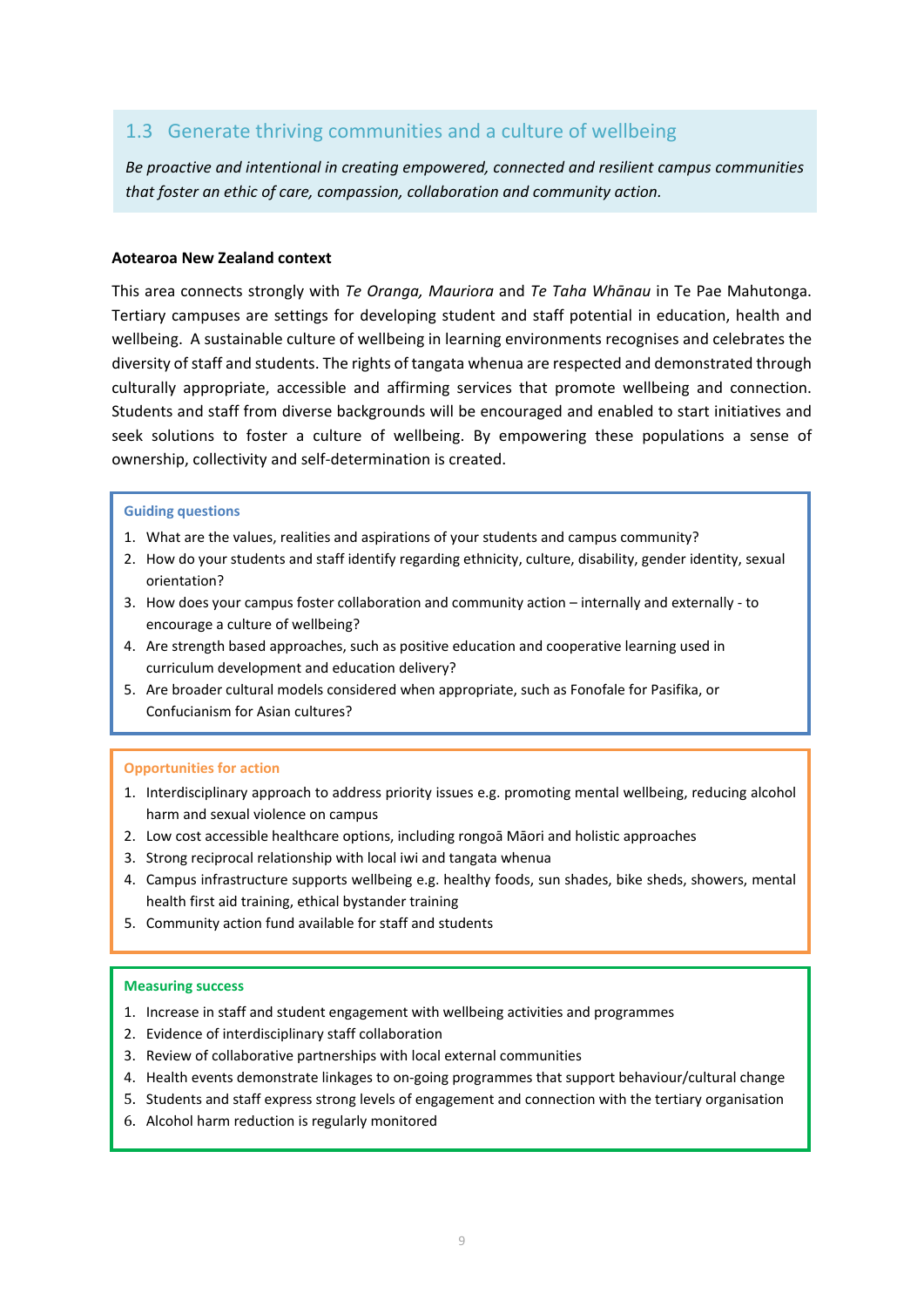## 1.3 Generate thriving communities and a culture of wellbeing

*Be proactive and intentional in creating empowered, connected and resilient campus communities that foster an ethic of care, compassion, collaboration and community action.*

**Aotearoa New Zealand context**

This area connects strongly with *Te Oranga, Mauriora* and *Te Taha Whānau* in Te Pae Mahutonga. Tertiary campuses are settings for developing student and staff potential in education, health and wellbeing. A sustainable culture of wellbeing in learning environments recognises and celebrates the diversity of staff and students. The rights of tangata whenua are respected and demonstrated through culturally appropriate, accessible and affirming services that promote wellbeing and connection. Students and staff from diverse backgrounds will be encouraged and enabled to start initiatives and seek solutions to foster a culture of wellbeing. By empowering these populations a sense of ownership, collectivity and self-determination is created.

**Guiding questions**

1. What are the values, realities and aspirations of your students and campus community?
2. How do your students and staff identify regarding ethnicity, culture, disability, gender identity, sexual orientation?
3. How does your campus foster collaboration and community action – internally and externally - to encourage a culture of wellbeing?
4. Are strength based approaches, such as positive education and cooperative learning used in curriculum development and education delivery?
5. Are broader cultural models considered when appropriate, such as Fonofale for Pasifika, or Confucianism for Asian cultures?

**Opportunities for action**

1. Interdisciplinary approach to address priority issues e.g. promoting mental wellbeing, reducing alcohol harm and sexual violence on campus
2. Low cost accessible healthcare options, including rongoā Māori and holistic approaches
3. Strong reciprocal relationship with local iwi and tangata whenua
4. Campus infrastructure supports wellbeing e.g. healthy foods, sun shades, bike sheds, showers, mental health first aid training, ethical bystander training
5. Community action fund available for staff and students

**Measuring success**

1. Increase in staff and student engagement with wellbeing activities and programmes
2. Evidence of interdisciplinary staff collaboration
3. Review of collaborative partnerships with local external communities
4. Health events demonstrate linkages to on-going programmes that support behaviour/cultural change
5. Students and staff express strong levels of engagement and connection with the tertiary organisation
6. Alcohol harm reduction is regularly monitored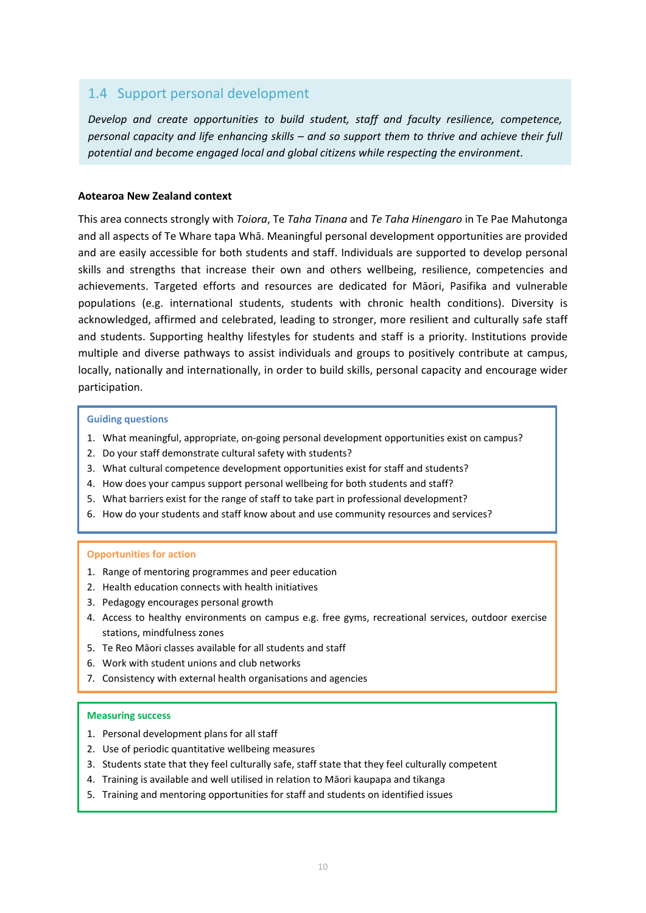## 1.4 Support personal development

*Develop and create opportunities to build student, staff and faculty resilience, competence, personal capacity and life enhancing skills – and so support them to thrive and achieve their full potential and become engaged local and global citizens while respecting the environment.*

**Aotearoa New Zealand context**

This area connects strongly with *Toiora*, Te *Taha Tinana* and *Te Taha Hinengaro* in Te Pae Mahutonga and all aspects of Te Whare tapa Whā. Meaningful personal development opportunities are provided and are easily accessible for both students and staff. Individuals are supported to develop personal skills and strengths that increase their own and others wellbeing, resilience, competencies and achievements. Targeted efforts and resources are dedicated for Māori, Pasifika and vulnerable populations (e.g. international students, students with chronic health conditions). Diversity is acknowledged, affirmed and celebrated, leading to stronger, more resilient and culturally safe staff and students. Supporting healthy lifestyles for students and staff is a priority. Institutions provide multiple and diverse pathways to assist individuals and groups to positively contribute at campus, locally, nationally and internationally, in order to build skills, personal capacity and encourage wider participation.

**Guiding questions**

1. What meaningful, appropriate, on-going personal development opportunities exist on campus?
2. Do your staff demonstrate cultural safety with students?
3. What cultural competence development opportunities exist for staff and students?
4. How does your campus support personal wellbeing for both students and staff?
5. What barriers exist for the range of staff to take part in professional development?
6. How do your students and staff know about and use community resources and services?

**Opportunities for action**

1. Range of mentoring programmes and peer education
2. Health education connects with health initiatives
3. Pedagogy encourages personal growth
4. Access to healthy environments on campus e.g. free gyms, recreational services, outdoor exercise stations, mindfulness zones
5. Te Reo Māori classes available for all students and staff
6. Work with student unions and club networks
7. Consistency with external health organisations and agencies

**Measuring success**

1. Personal development plans for all staff
2. Use of periodic quantitative wellbeing measures
3. Students state that they feel culturally safe, staff state that they feel culturally competent
4. Training is available and well utilised in relation to Māori kaupapa and tikanga
5. Training and mentoring opportunities for staff and students on identified issues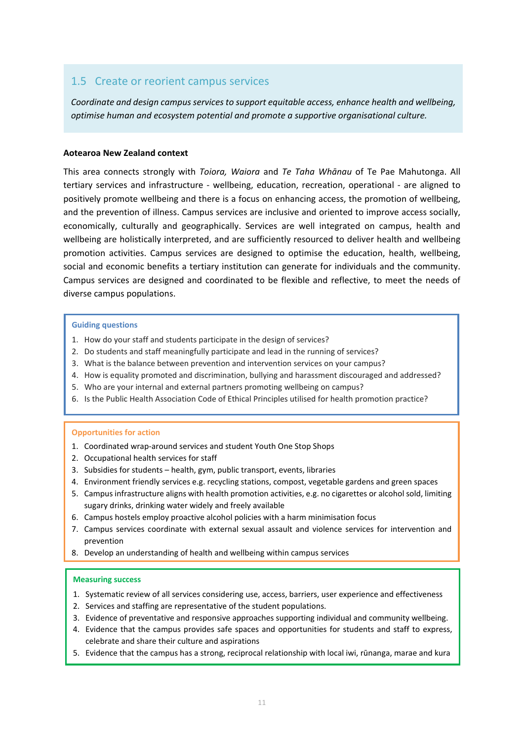## 1.5 Create or reorient campus services

*Coordinate and design campus services to support equitable access, enhance health and wellbeing, optimise human and ecosystem potential and promote a supportive organisational culture.*

**Aotearoa New Zealand context**

This area connects strongly with *Toiora, Waiora* and *Te Taha Whānau* of Te Pae Mahutonga. All tertiary services and infrastructure - wellbeing, education, recreation, operational - are aligned to positively promote wellbeing and there is a focus on enhancing access, the promotion of wellbeing, and the prevention of illness. Campus services are inclusive and oriented to improve access socially, economically, culturally and geographically. Services are well integrated on campus, health and wellbeing are holistically interpreted, and are sufficiently resourced to deliver health and wellbeing promotion activities. Campus services are designed to optimise the education, health, wellbeing, social and economic benefits a tertiary institution can generate for individuals and the community. Campus services are designed and coordinated to be flexible and reflective, to meet the needs of diverse campus populations.

**Guiding questions**

1. How do your staff and students participate in the design of services?
2. Do students and staff meaningfully participate and lead in the running of services?
3. What is the balance between prevention and intervention services on your campus?
4. How is equality promoted and discrimination, bullying and harassment discouraged and addressed?
5. Who are your internal and external partners promoting wellbeing on campus?
6. Is the Public Health Association Code of Ethical Principles utilised for health promotion practice?

**Opportunities for action**

1. Coordinated wrap-around services and student Youth One Stop Shops
2. Occupational health services for staff
3. Subsidies for students – health, gym, public transport, events, libraries
4. Environment friendly services e.g. recycling stations, compost, vegetable gardens and green spaces
5. Campus infrastructure aligns with health promotion activities, e.g. no cigarettes or alcohol sold, limiting sugary drinks, drinking water widely and freely available
6. Campus hostels employ proactive alcohol policies with a harm minimisation focus
7. Campus services coordinate with external sexual assault and violence services for intervention and prevention
8. Develop an understanding of health and wellbeing within campus services

**Measuring success**

1. Systematic review of all services considering use, access, barriers, user experience and effectiveness
2. Services and staffing are representative of the student populations.
3. Evidence of preventative and responsive approaches supporting individual and community wellbeing.
4. Evidence that the campus provides safe spaces and opportunities for students and staff to express, celebrate and share their culture and aspirations
5. Evidence that the campus has a strong, reciprocal relationship with local iwi, rūnanga, marae and kura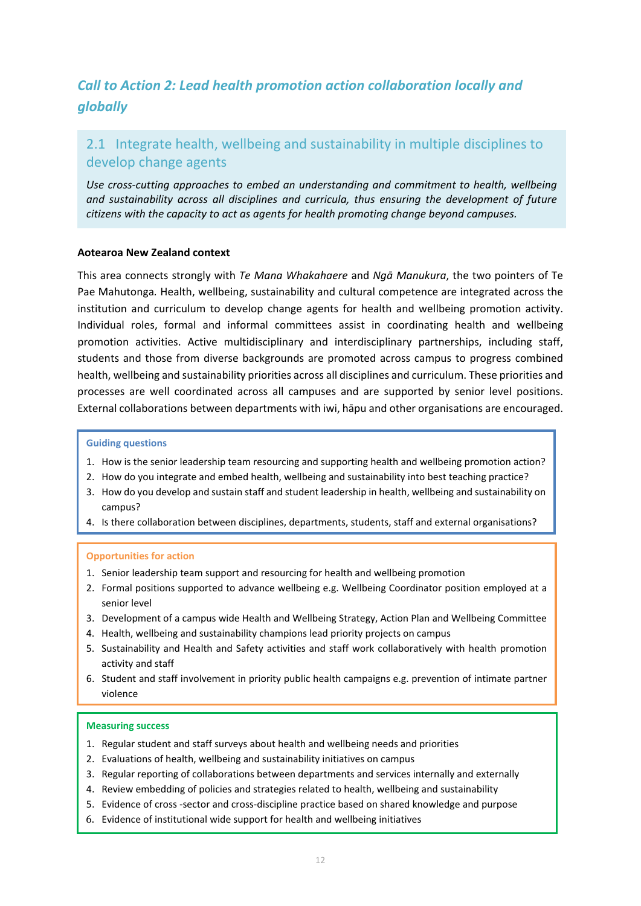## *Call to Action 2: Lead health promotion action collaboration locally and globally*

### 2.1 Integrate health, wellbeing and sustainability in multiple disciplines to develop change agents

*Use cross-cutting approaches to embed an understanding and commitment to health, wellbeing and sustainability across all disciplines and curricula, thus ensuring the development of future citizens with the capacity to act as agents for health promoting change beyond campuses.*

**Aotearoa New Zealand context**

This area connects strongly with *Te Mana Whakahaere* and *Ngā Manukura*, the two pointers of Te Pae Mahutonga. Health, wellbeing, sustainability and cultural competence are integrated across the institution and curriculum to develop change agents for health and wellbeing promotion activity. Individual roles, formal and informal committees assist in coordinating health and wellbeing promotion activities. Active multidisciplinary and interdisciplinary partnerships, including staff, students and those from diverse backgrounds are promoted across campus to progress combined health, wellbeing and sustainability priorities across all disciplines and curriculum. These priorities and processes are well coordinated across all campuses and are supported by senior level positions. External collaborations between departments with iwi, hāpu and other organisations are encouraged.

**Guiding questions**

1. How is the senior leadership team resourcing and supporting health and wellbeing promotion action?
2. How do you integrate and embed health, wellbeing and sustainability into best teaching practice?
3. How do you develop and sustain staff and student leadership in health, wellbeing and sustainability on campus?
4. Is there collaboration between disciplines, departments, students, staff and external organisations?

**Opportunities for action**

1. Senior leadership team support and resourcing for health and wellbeing promotion
2. Formal positions supported to advance wellbeing e.g. Wellbeing Coordinator position employed at a senior level
3. Development of a campus wide Health and Wellbeing Strategy, Action Plan and Wellbeing Committee
4. Health, wellbeing and sustainability champions lead priority projects on campus
5. Sustainability and Health and Safety activities and staff work collaboratively with health promotion activity and staff
6. Student and staff involvement in priority public health campaigns e.g. prevention of intimate partner violence

**Measuring success**

1. Regular student and staff surveys about health and wellbeing needs and priorities
2. Evaluations of health, wellbeing and sustainability initiatives on campus
3. Regular reporting of collaborations between departments and services internally and externally
4. Review embedding of policies and strategies related to health, wellbeing and sustainability
5. Evidence of cross -sector and cross-discipline practice based on shared knowledge and purpose
6. Evidence of institutional wide support for health and wellbeing initiatives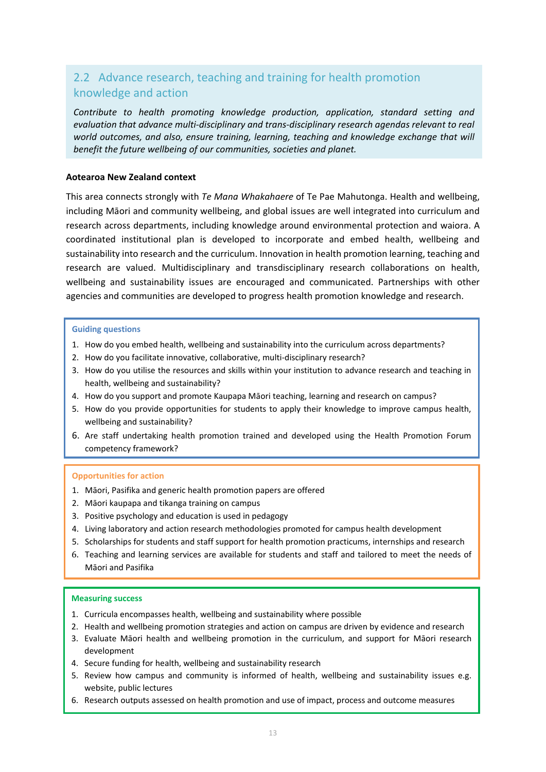## 2.2 Advance research, teaching and training for health promotion knowledge and action

*Contribute to health promoting knowledge production, application, standard setting and evaluation that advance multi-disciplinary and trans-disciplinary research agendas relevant to real world outcomes, and also, ensure training, learning, teaching and knowledge exchange that will benefit the future wellbeing of our communities, societies and planet.*

**Aotearoa New Zealand context**

This area connects strongly with *Te Mana Whakahaere* of Te Pae Mahutonga. Health and wellbeing, including Māori and community wellbeing, and global issues are well integrated into curriculum and research across departments, including knowledge around environmental protection and waiora. A coordinated institutional plan is developed to incorporate and embed health, wellbeing and sustainability into research and the curriculum. Innovation in health promotion learning, teaching and research are valued. Multidisciplinary and transdisciplinary research collaborations on health, wellbeing and sustainability issues are encouraged and communicated. Partnerships with other agencies and communities are developed to progress health promotion knowledge and research.

**Guiding questions**

1. How do you embed health, wellbeing and sustainability into the curriculum across departments?
2. How do you facilitate innovative, collaborative, multi-disciplinary research?
3. How do you utilise the resources and skills within your institution to advance research and teaching in health, wellbeing and sustainability?
4. How do you support and promote Kaupapa Māori teaching, learning and research on campus?
5. How do you provide opportunities for students to apply their knowledge to improve campus health, wellbeing and sustainability?
6. Are staff undertaking health promotion trained and developed using the Health Promotion Forum competency framework?

**Opportunities for action**

1. Māori, Pasifika and generic health promotion papers are offered
2. Māori kaupapa and tikanga training on campus
3. Positive psychology and education is used in pedagogy
4. Living laboratory and action research methodologies promoted for campus health development
5. Scholarships for students and staff support for health promotion practicums, internships and research
6. Teaching and learning services are available for students and staff and tailored to meet the needs of Māori and Pasifika

**Measuring success**

1. Curricula encompasses health, wellbeing and sustainability where possible
2. Health and wellbeing promotion strategies and action on campus are driven by evidence and research
3. Evaluate Māori health and wellbeing promotion in the curriculum, and support for Māori research development
4. Secure funding for health, wellbeing and sustainability research
5. Review how campus and community is informed of health, wellbeing and sustainability issues e.g. website, public lectures
6. Research outputs assessed on health promotion and use of impact, process and outcome measures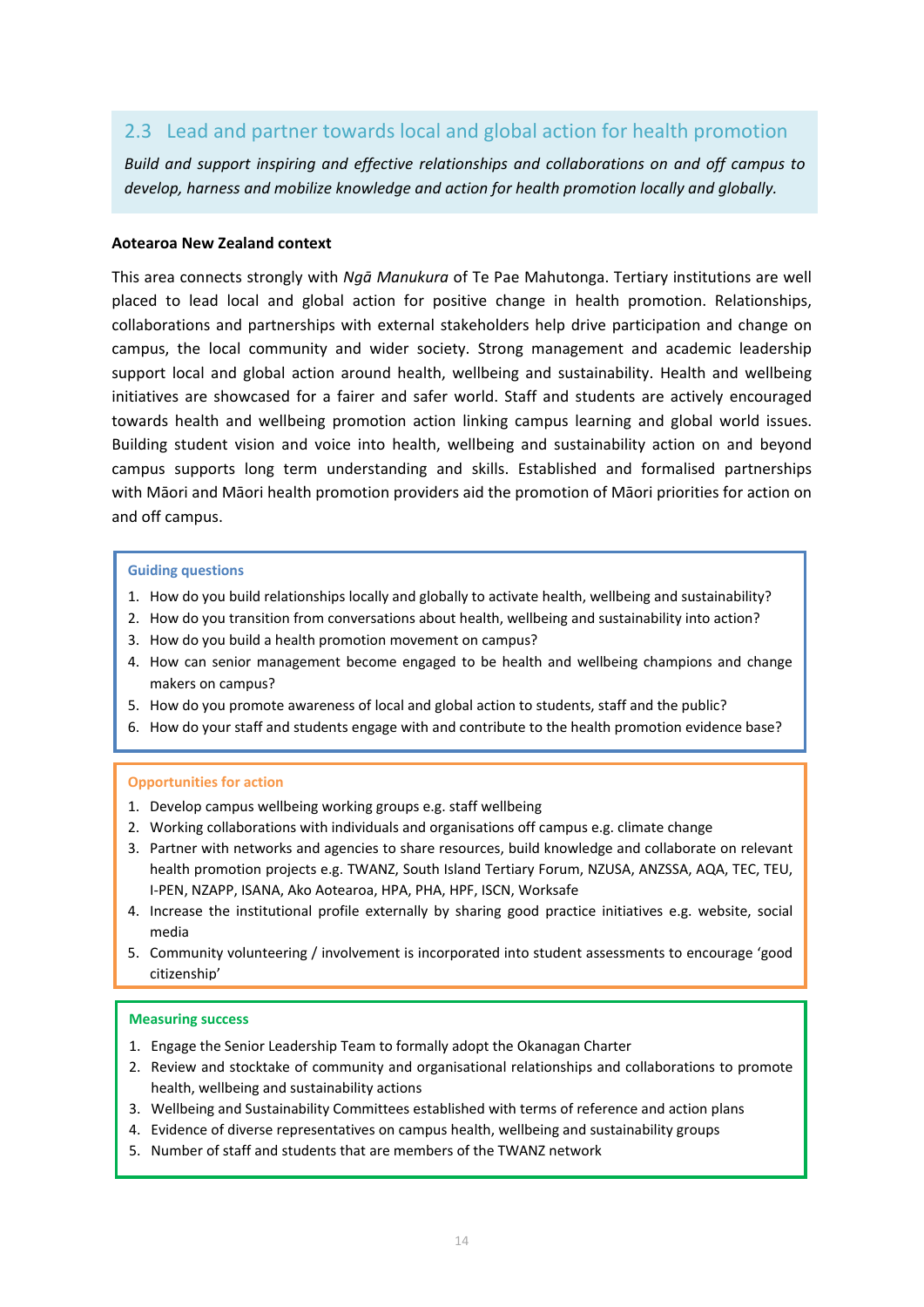## 2.3 Lead and partner towards local and global action for health promotion

*Build and support inspiring and effective relationships and collaborations on and off campus to develop, harness and mobilize knowledge and action for health promotion locally and globally.*

**Aotearoa New Zealand context**

This area connects strongly with *Ngā Manukura* of Te Pae Mahutonga. Tertiary institutions are well placed to lead local and global action for positive change in health promotion. Relationships, collaborations and partnerships with external stakeholders help drive participation and change on campus, the local community and wider society. Strong management and academic leadership support local and global action around health, wellbeing and sustainability. Health and wellbeing initiatives are showcased for a fairer and safer world. Staff and students are actively encouraged towards health and wellbeing promotion action linking campus learning and global world issues. Building student vision and voice into health, wellbeing and sustainability action on and beyond campus supports long term understanding and skills. Established and formalised partnerships with Māori and Māori health promotion providers aid the promotion of Māori priorities for action on and off campus.

**Guiding questions**

1. How do you build relationships locally and globally to activate health, wellbeing and sustainability?
2. How do you transition from conversations about health, wellbeing and sustainability into action?
3. How do you build a health promotion movement on campus?
4. How can senior management become engaged to be health and wellbeing champions and change makers on campus?
5. How do you promote awareness of local and global action to students, staff and the public?
6. How do your staff and students engage with and contribute to the health promotion evidence base?

**Opportunities for action**

1. Develop campus wellbeing working groups e.g. staff wellbeing
2. Working collaborations with individuals and organisations off campus e.g. climate change
3. Partner with networks and agencies to share resources, build knowledge and collaborate on relevant health promotion projects e.g. TWANZ, South Island Tertiary Forum, NZUSA, ANZSSA, AQA, TEC, TEU, I-PEN, NZAPP, ISANA, Ako Aotearoa, HPA, PHA, HPF, ISCN, Worksafe
4. Increase the institutional profile externally by sharing good practice initiatives e.g. website, social media
5. Community volunteering / involvement is incorporated into student assessments to encourage 'good citizenship'

**Measuring success**

1. Engage the Senior Leadership Team to formally adopt the Okanagan Charter
2. Review and stocktake of community and organisational relationships and collaborations to promote health, wellbeing and sustainability actions
3. Wellbeing and Sustainability Committees established with terms of reference and action plans
4. Evidence of diverse representatives on campus health, wellbeing and sustainability groups
5. Number of staff and students that are members of the TWANZ network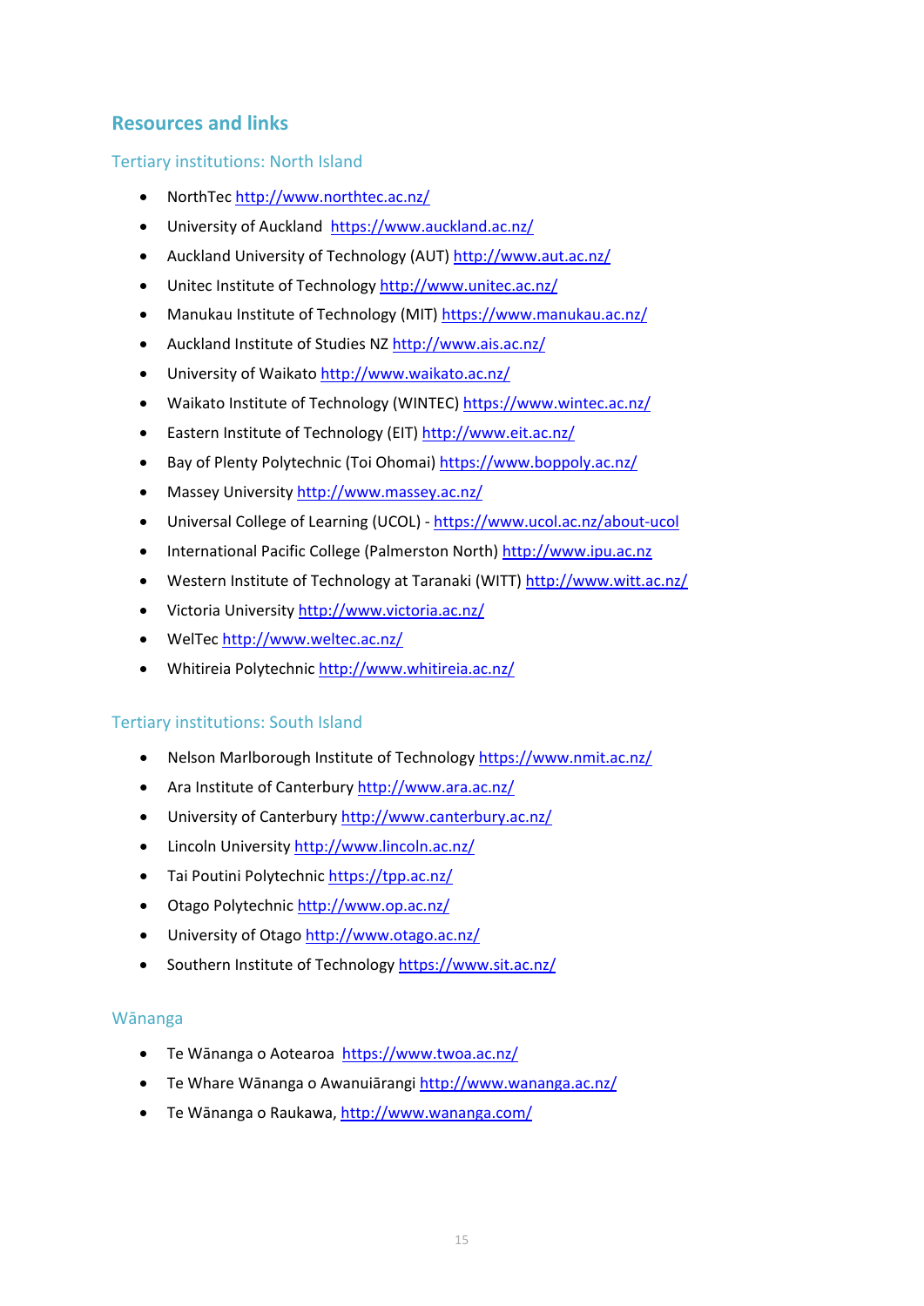## Resources and links

### Tertiary institutions: North Island

- NorthTec http://www.northtec.ac.nz/
- University of Auckland https://www.auckland.ac.nz/
- Auckland University of Technology (AUT) http://www.aut.ac.nz/
- Unitec Institute of Technology http://www.unitec.ac.nz/
- Manukau Institute of Technology (MIT) https://www.manukau.ac.nz/
- Auckland Institute of Studies NZ http://www.ais.ac.nz/
- University of Waikato http://www.waikato.ac.nz/
- Waikato Institute of Technology (WINTEC) https://www.wintec.ac.nz/
- Eastern Institute of Technology (EIT) http://www.eit.ac.nz/
- Bay of Plenty Polytechnic (Toi Ohomai) https://www.boppoly.ac.nz/
- Massey University http://www.massey.ac.nz/
- Universal College of Learning (UCOL) - https://www.ucol.ac.nz/about-ucol
- International Pacific College (Palmerston North) http://www.ipu.ac.nz
- Western Institute of Technology at Taranaki (WITT) http://www.witt.ac.nz/
- Victoria University http://www.victoria.ac.nz/
- WelTec http://www.weltec.ac.nz/
- Whitireia Polytechnic http://www.whitireia.ac.nz/

### Tertiary institutions: South Island

- Nelson Marlborough Institute of Technology https://www.nmit.ac.nz/
- Ara Institute of Canterbury http://www.ara.ac.nz/
- University of Canterbury http://www.canterbury.ac.nz/
- Lincoln University http://www.lincoln.ac.nz/
- Tai Poutini Polytechnic https://tpp.ac.nz/
- Otago Polytechnic http://www.op.ac.nz/
- University of Otago http://www.otago.ac.nz/
- Southern Institute of Technology https://www.sit.ac.nz/

### Wānanga

- Te Wānanga o Aotearoa https://www.twoa.ac.nz/
- Te Whare Wānanga o Awanuiārangi http://www.wananga.ac.nz/
- Te Wānanga o Raukawa, http://www.wananga.com/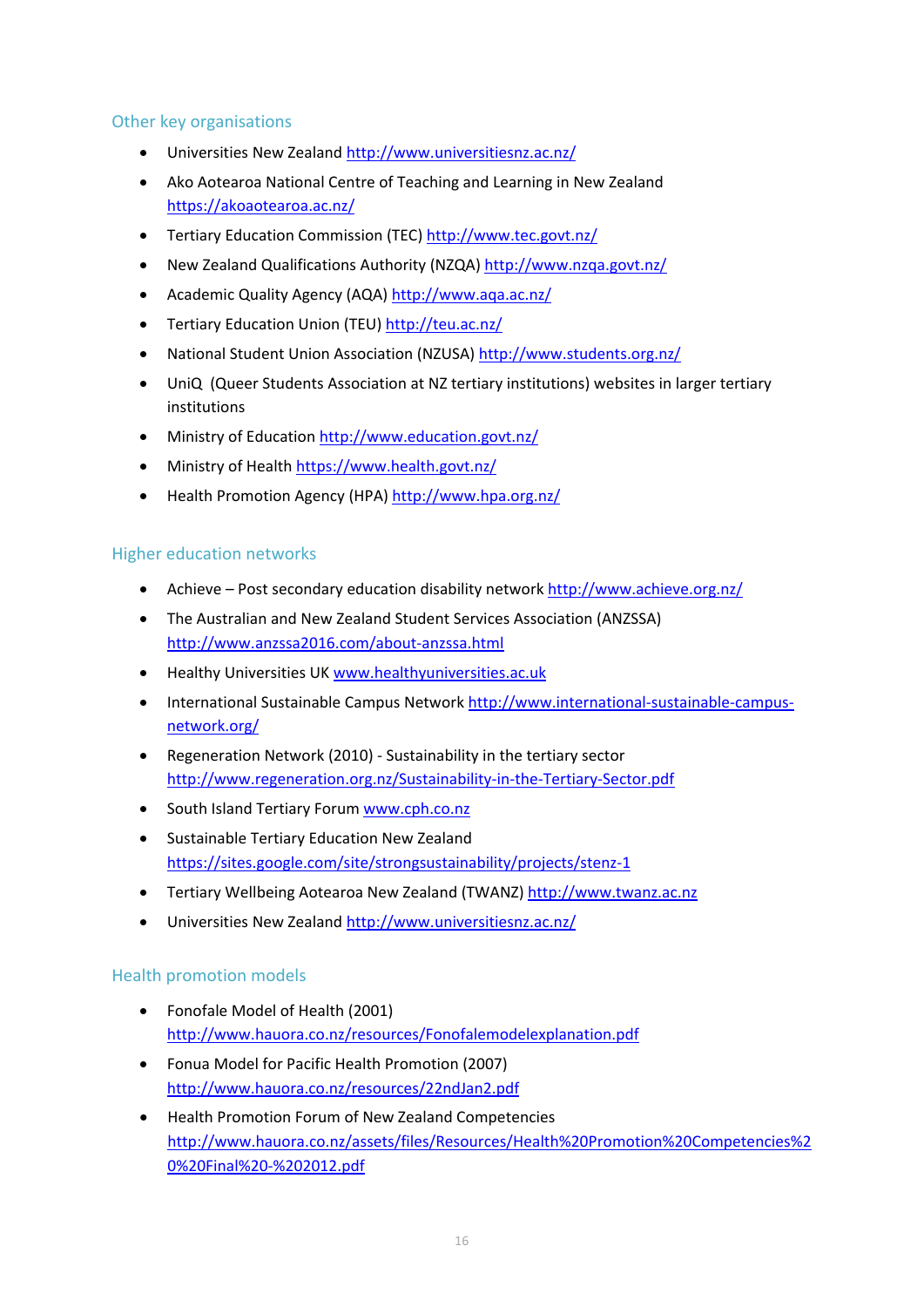## Other key organisations

- Universities New Zealand http://www.universitiesnz.ac.nz/
- Ako Aotearoa National Centre of Teaching and Learning in New Zealand https://akoaotearoa.ac.nz/
- Tertiary Education Commission (TEC) http://www.tec.govt.nz/
- New Zealand Qualifications Authority (NZQA) http://www.nzqa.govt.nz/
- Academic Quality Agency (AQA) http://www.aqa.ac.nz/
- Tertiary Education Union (TEU) http://teu.ac.nz/
- National Student Union Association (NZUSA) http://www.students.org.nz/
- UniQ (Queer Students Association at NZ tertiary institutions) websites in larger tertiary institutions
- Ministry of Education http://www.education.govt.nz/
- Ministry of Health https://www.health.govt.nz/
- Health Promotion Agency (HPA) http://www.hpa.org.nz/

## Higher education networks

- Achieve – Post secondary education disability network http://www.achieve.org.nz/
- The Australian and New Zealand Student Services Association (ANZSSA) http://www.anzssa2016.com/about-anzssa.html
- Healthy Universities UK www.healthyuniversities.ac.uk
- International Sustainable Campus Network http://www.international-sustainable-campus-network.org/
- Regeneration Network (2010) - Sustainability in the tertiary sector http://www.regeneration.org.nz/Sustainability-in-the-Tertiary-Sector.pdf
- South Island Tertiary Forum www.cph.co.nz
- Sustainable Tertiary Education New Zealand https://sites.google.com/site/strongsustainability/projects/stenz-1
- Tertiary Wellbeing Aotearoa New Zealand (TWANZ) http://www.twanz.ac.nz
- Universities New Zealand http://www.universitiesnz.ac.nz/

## Health promotion models

- Fonofale Model of Health (2001) http://www.hauora.co.nz/resources/Fonofalemodelexplanation.pdf
- Fonua Model for Pacific Health Promotion (2007) http://www.hauora.co.nz/resources/22ndJan2.pdf
- Health Promotion Forum of New Zealand Competencies http://www.hauora.co.nz/assets/files/Resources/Health%20Promotion%20Competencies%20%20Final%20-%202012.pdf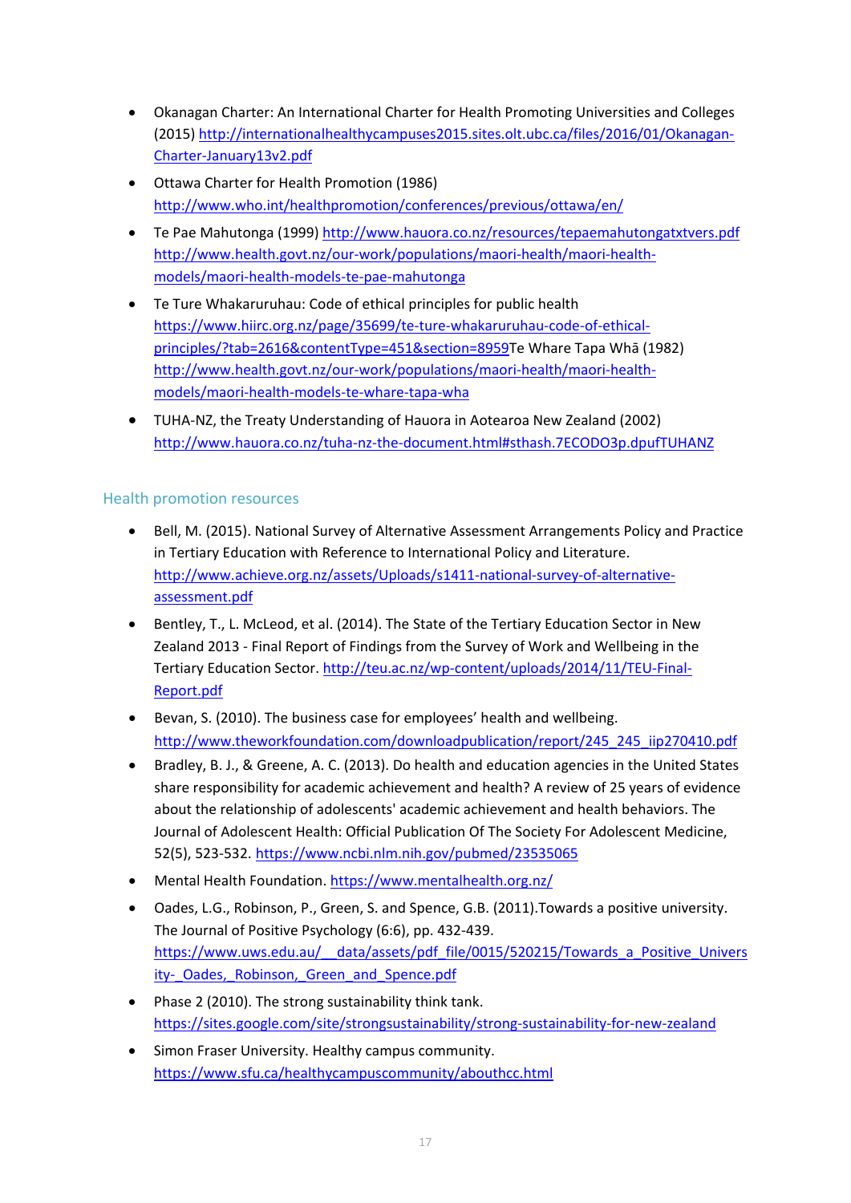- Okanagan Charter: An International Charter for Health Promoting Universities and Colleges (2015) http://internationalhealthycampuses2015.sites.olt.ubc.ca/files/2016/01/Okanagan-Charter-January13v2.pdf
- Ottawa Charter for Health Promotion (1986) http://www.who.int/healthpromotion/conferences/previous/ottawa/en/
- Te Pae Mahutonga (1999) http://www.hauora.co.nz/resources/tepaemahutongatxtvers.pdf http://www.health.govt.nz/our-work/populations/maori-health/maori-health-models/maori-health-models-te-pae-mahutonga
- Te Ture Whakaruruhau: Code of ethical principles for public health https://www.hiirc.org.nz/page/35699/te-ture-whakaruruhau-code-of-ethical-principles/?tab=2616&contentType=451&section=8959Te Whare Tapa Whā (1982) http://www.health.govt.nz/our-work/populations/maori-health/maori-health-models/maori-health-models-te-whare-tapa-wha
- TUHA-NZ, the Treaty Understanding of Hauora in Aotearoa New Zealand (2002) http://www.hauora.co.nz/tuha-nz-the-document.html#sthash.7ECODO3p.dpufTUHANZ

## Health promotion resources

- Bell, M. (2015). National Survey of Alternative Assessment Arrangements Policy and Practice in Tertiary Education with Reference to International Policy and Literature. http://www.achieve.org.nz/assets/Uploads/s1411-national-survey-of-alternative-assessment.pdf
- Bentley, T., L. McLeod, et al. (2014). The State of the Tertiary Education Sector in New Zealand 2013 - Final Report of Findings from the Survey of Work and Wellbeing in the Tertiary Education Sector. http://teu.ac.nz/wp-content/uploads/2014/11/TEU-Final-Report.pdf
- Bevan, S. (2010). The business case for employees' health and wellbeing. http://www.theworkfoundation.com/downloadpublication/report/245_245_iip270410.pdf
- Bradley, B. J., & Greene, A. C. (2013). Do health and education agencies in the United States share responsibility for academic achievement and health? A review of 25 years of evidence about the relationship of adolescents' academic achievement and health behaviors. The Journal of Adolescent Health: Official Publication Of The Society For Adolescent Medicine, 52(5), 523-532. https://www.ncbi.nlm.nih.gov/pubmed/23535065
- Mental Health Foundation. https://www.mentalhealth.org.nz/
- Oades, L.G., Robinson, P., Green, S. and Spence, G.B. (2011).Towards a positive university. The Journal of Positive Psychology (6:6), pp. 432-439. https://www.uws.edu.au/__data/assets/pdf_file/0015/520215/Towards_a_Positive_University-_Oades,_Robinson,_Green_and_Spence.pdf
- Phase 2 (2010). The strong sustainability think tank. https://sites.google.com/site/strongsustainability/strong-sustainability-for-new-zealand
- Simon Fraser University. Healthy campus community. https://www.sfu.ca/healthycampuscommunity/abouthcc.html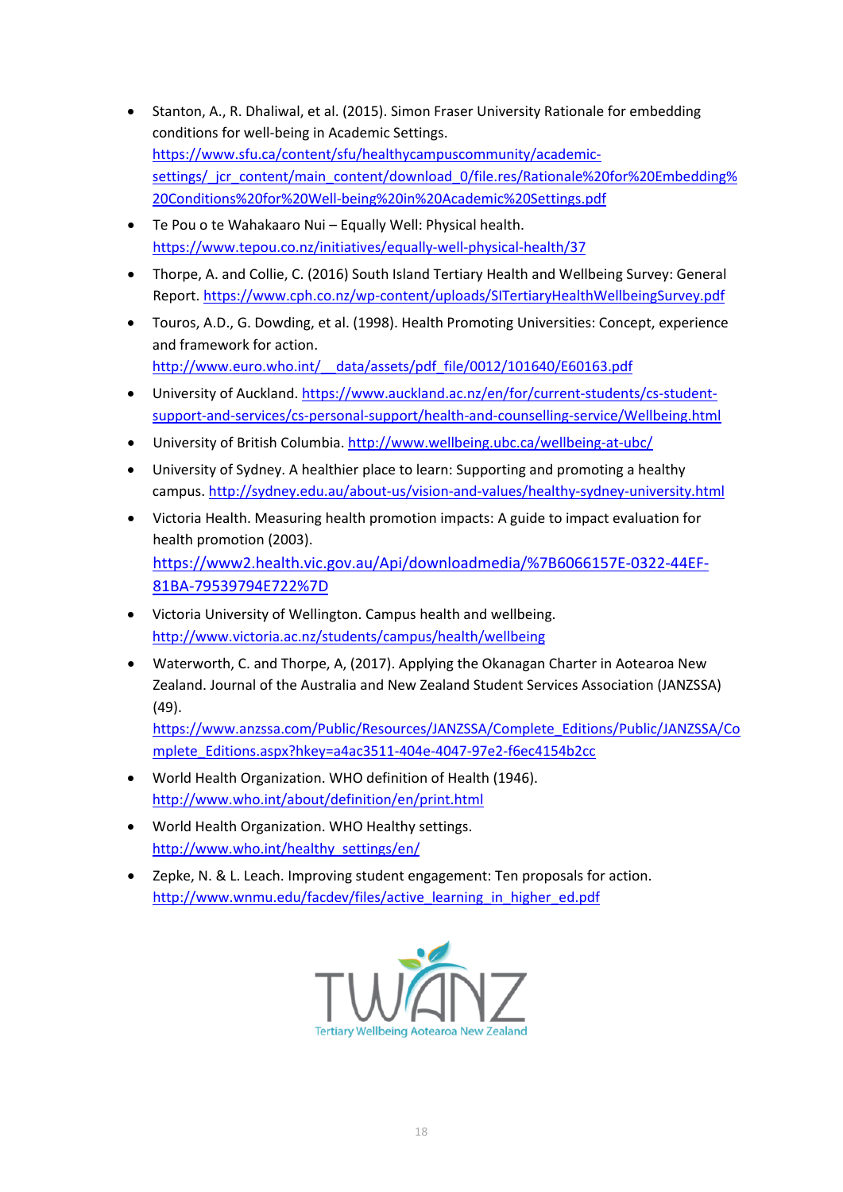- Stanton, A., R. Dhaliwal, et al. (2015). Simon Fraser University Rationale for embedding conditions for well-being in Academic Settings. https://www.sfu.ca/content/sfu/healthycampuscommunity/academic-settings/_jcr_content/main_content/download_0/file.res/Rationale%20for%20Embedding%20Conditions%20for%20Well-being%20in%20Academic%20Settings.pdf
- Te Pou o te Wahakaaro Nui – Equally Well: Physical health. https://www.tepou.co.nz/initiatives/equally-well-physical-health/37
- Thorpe, A. and Collie, C. (2016) South Island Tertiary Health and Wellbeing Survey: General Report. https://www.cph.co.nz/wp-content/uploads/SITertiaryHealthWellbeingSurvey.pdf
- Touros, A.D., G. Dowding, et al. (1998). Health Promoting Universities: Concept, experience and framework for action. http://www.euro.who.int/__data/assets/pdf_file/0012/101640/E60163.pdf
- University of Auckland. https://www.auckland.ac.nz/en/for/current-students/cs-student-support-and-services/cs-personal-support/health-and-counselling-service/Wellbeing.html
- University of British Columbia. http://www.wellbeing.ubc.ca/wellbeing-at-ubc/
- University of Sydney. A healthier place to learn: Supporting and promoting a healthy campus. http://sydney.edu.au/about-us/vision-and-values/healthy-sydney-university.html
- Victoria Health. Measuring health promotion impacts: A guide to impact evaluation for health promotion (2003). https://www2.health.vic.gov.au/Api/downloadmedia/%7B6066157E-0322-44EF-81BA-79539794E722%7D
- Victoria University of Wellington. Campus health and wellbeing. http://www.victoria.ac.nz/students/campus/health/wellbeing
- Waterworth, C. and Thorpe, A, (2017). Applying the Okanagan Charter in Aotearoa New Zealand. Journal of the Australia and New Zealand Student Services Association (JANZSSA) (49). https://www.anzssa.com/Public/Resources/JANZSSA/Complete_Editions/Public/JANZSSA/Complete_Editions.aspx?hkey=a4ac3511-404e-4047-97e2-f6ec4154b2cc
- World Health Organization. WHO definition of Health (1946). http://www.who.int/about/definition/en/print.html
- World Health Organization. WHO Healthy settings. http://www.who.int/healthy_settings/en/
- Zepke, N. & L. Leach. Improving student engagement: Ten proposals for action. http://www.wnmu.edu/facdev/files/active_learning_in_higher_ed.pdf

TWANZ

Tertiary Wellbeing Aotearoa New Zealand